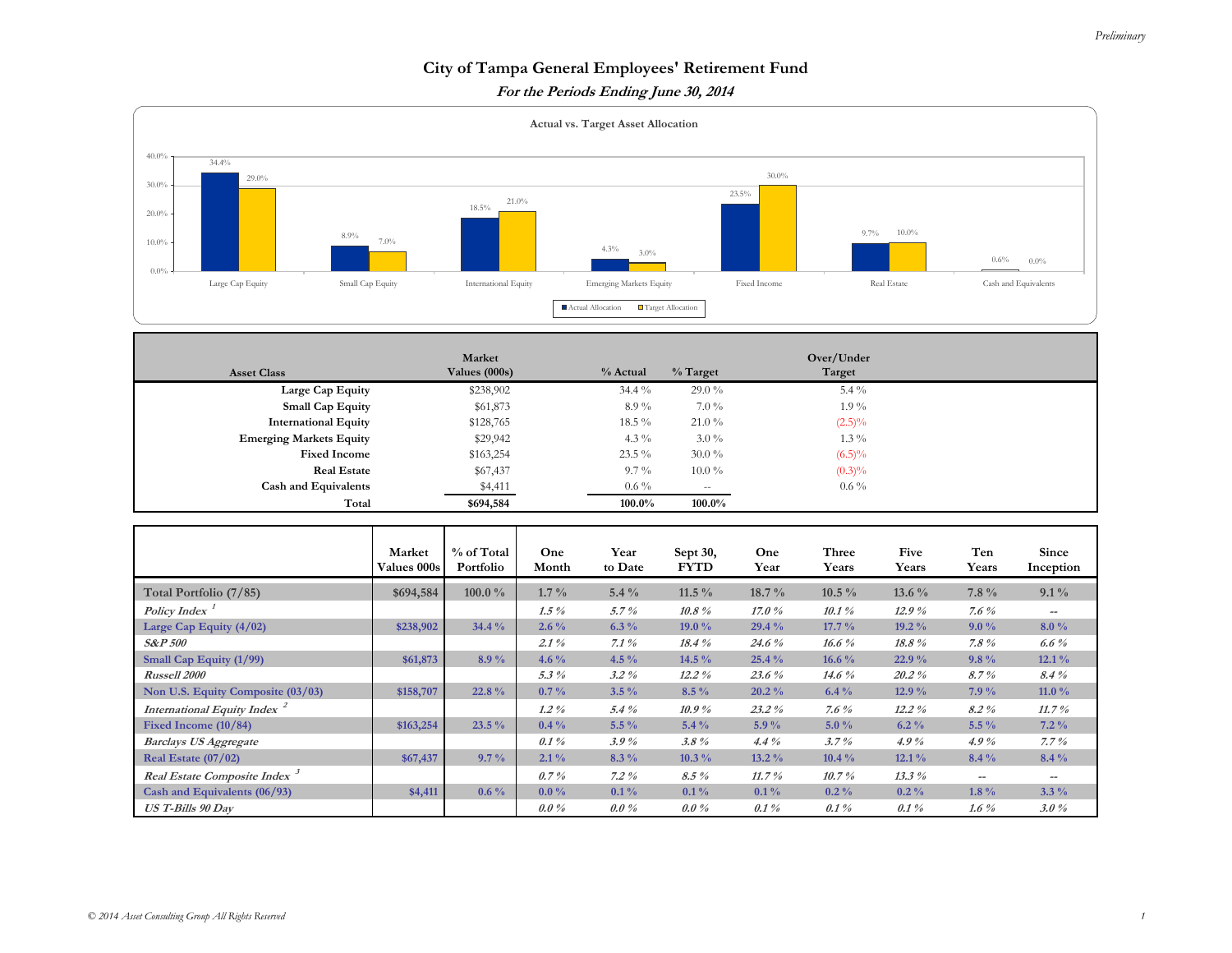Preliminary

# City of Tampa General Employees' Retirement Fund

## *For the Periods Ending June 30, 2014*

### Actual vs. Target Asset Allocation

| Asset Class | Actual Allocation | Target Allocation |
|---|---|---|
| Large Cap Equity | 34.4% | 29.0% |
| Small Cap Equity | 8.9% | 7.0% |
| International Equity | 18.5% | 21.0% |
| Emerging Markets Equity | 4.3% | 3.0% |
| Fixed Income | 23.5% | 30.0% |
| Real Estate | 9.7% | 10.0% |
| Cash and Equivalents | 0.6% | 0.0% |

| Asset Class | Market Values (000s) | % Actual | % Target | Over/Under Target |
|---|---|---|---|---|
| Large Cap Equity | $238,902 | 34.4 % | 29.0 % | 5.4 % |
| Small Cap Equity | $61,873 | 8.9 % | 7.0 % | 1.9 % |
| International Equity | $128,765 | 18.5 % | 21.0 % | (2.5)% |
| Emerging Markets Equity | $29,942 | 4.3 % | 3.0 % | 1.3 % |
| Fixed Income | $163,254 | 23.5 % | 30.0 % | (6.5)% |
| Real Estate | $67,437 | 9.7 % | 10.0 % | (0.3)% |
| Cash and Equivalents | $4,411 | 0.6 % | -- | 0.6 % |
| **Total** | **$694,584** | **100.0%** | **100.0%** | |

| | Market Values 000s | % of Total Portfolio | One Month | Year to Date | Sept 30, FYTD | One Year | Three Years | Five Years | Ten Years | Since Inception |
|---|---|---|---|---|---|---|---|---|---|---|
| **Total Portfolio (7/85)** | **$694,584** | **100.0 %** | **1.7 %** | **5.4 %** | **11.5 %** | **18.7 %** | **10.5 %** | **13.6 %** | **7.8 %** | **9.1 %** |
| *Policy Index* [1] | | | *1.5 %* | *5.7 %* | *10.8 %* | *17.0 %* | *10.1 %* | *12.9 %* | *7.6 %* | -- |
| **Large Cap Equity (4/02)** | **$238,902** | **34.4 %** | **2.6 %** | **6.3 %** | **19.0 %** | **29.4 %** | **17.7 %** | **19.2 %** | **9.0 %** | **8.0 %** |
| *S&P 500* | | | *2.1 %* | *7.1 %* | *18.4 %* | *24.6 %* | *16.6 %* | *18.8 %* | *7.8 %* | *6.6 %* |
| **Small Cap Equity (1/99)** | **$61,873** | **8.9 %** | **4.6 %** | **4.5 %** | **14.5 %** | **25.4 %** | **16.6 %** | **22.9 %** | **9.8 %** | **12.1 %** |
| *Russell 2000* | | | *5.3 %* | *3.2 %* | *12.2 %* | *23.6 %* | *14.6 %* | *20.2 %* | *8.7 %* | *8.4 %* |
| **Non U.S. Equity Composite (03/03)** | **$158,707** | **22.8 %** | **0.7 %** | **3.5 %** | **8.5 %** | **20.2 %** | **6.4 %** | **12.9 %** | **7.9 %** | **11.0 %** |
| *International Equity Index* [2] | | | *1.2 %* | *5.4 %* | *10.9 %* | *23.2 %* | *7.6 %* | *12.2 %* | *8.2 %* | *11.7 %* |
| **Fixed Income (10/84)** | **$163,254** | **23.5 %** | **0.4 %** | **5.5 %** | **5.4 %** | **5.9 %** | **5.0 %** | **6.2 %** | **5.5 %** | **7.2 %** |
| *Barclays US Aggregate* | | | *0.1 %* | *3.9 %* | *3.8 %* | *4.4 %* | *3.7 %* | *4.9 %* | *4.9 %* | *7.7 %* |
| **Real Estate (07/02)** | **$67,437** | **9.7 %** | **2.1 %** | **8.3 %** | **10.3 %** | **13.2 %** | **10.4 %** | **12.1 %** | **8.4 %** | **8.4 %** |
| *Real Estate Composite Index* [3] | | | *0.7 %* | *7.2 %* | *8.5 %* | *11.7 %* | *10.7 %* | *13.3 %* | -- | -- |
| **Cash and Equivalents (06/93)** | **$4,411** | **0.6 %** | **0.0 %** | **0.1 %** | **0.1 %** | **0.1 %** | **0.2 %** | **0.2 %** | **1.8 %** | **3.3 %** |
| *US T-Bills 90 Day* | | | *0.0 %* | *0.0 %* | *0.0 %* | *0.1 %* | *0.1 %* | *0.1 %* | *1.6 %* | *3.0 %* |

*© 2014 Asset Consulting Group All Rights Reserved*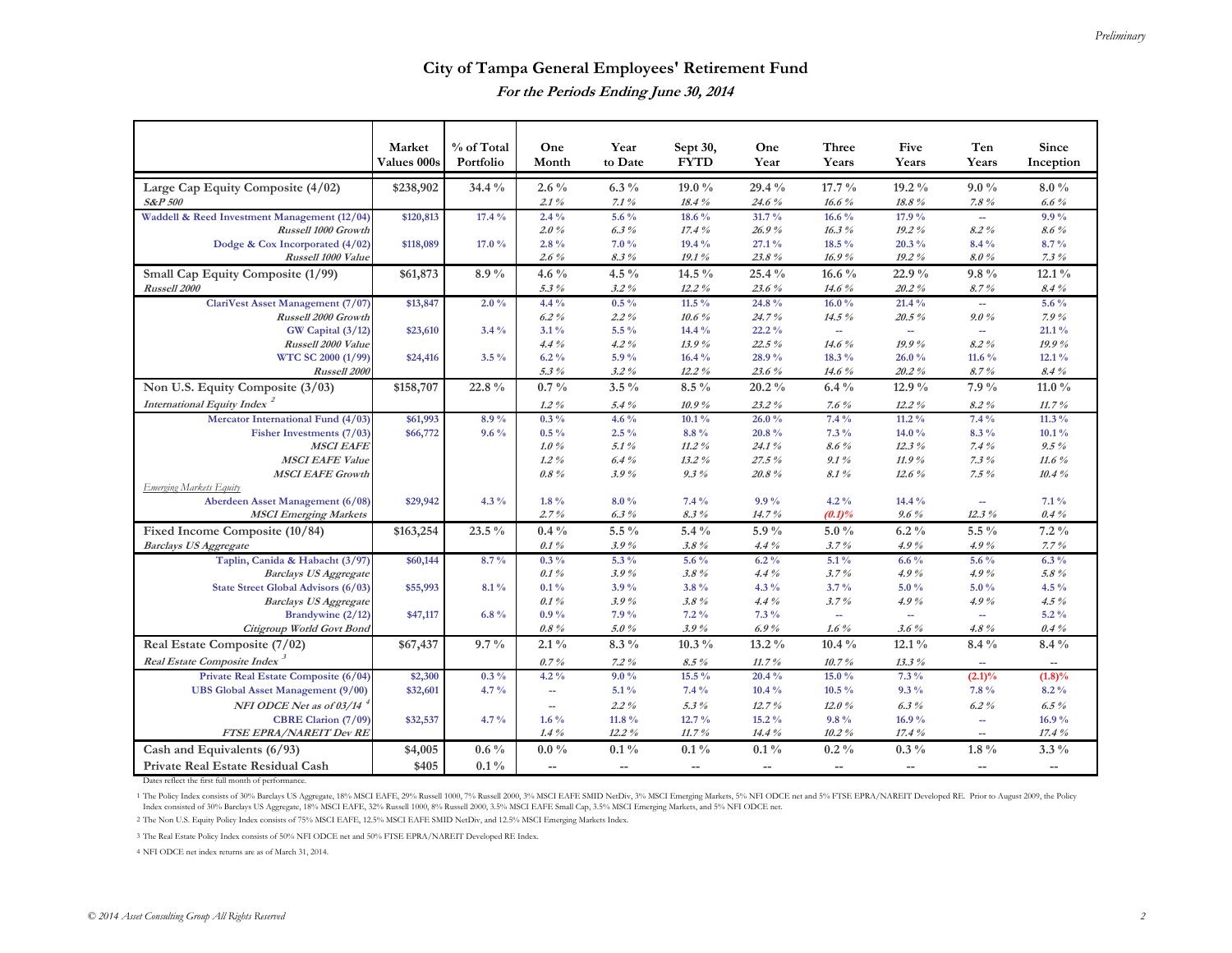Preliminary

# City of Tampa General Employees' Retirement Fund

## *For the Periods Ending June 30, 2014*

| | Market Values 000s | % of Total Portfolio | One Month | Year to Date | Sept 30, FYTD | One Year | Three Years | Five Years | Ten Years | Since Inception |
|---|---|---|---|---|---|---|---|---|---|---|
| **Large Cap Equity Composite (4/02)** | $238,902 | 34.4 % | 2.6 % | 6.3 % | 19.0 % | 29.4 % | 17.7 % | 19.2 % | 9.0 % | 8.0 % |
| *S&P 500* | | | *2.1 %* | *7.1 %* | *18.4 %* | *24.6 %* | *16.6 %* | *18.8 %* | *7.8 %* | *6.6 %* |
| Waddell & Reed Investment Management (12/04) | $120,813 | 17.4 % | 2.4 % | 5.6 % | 18.6 % | 31.7 % | 16.6 % | 17.9 % | -- | 9.9 % |
| *Russell 1000 Growth* | | | *2.0 %* | *6.3 %* | *17.4 %* | *26.9 %* | *16.3 %* | *19.2 %* | *8.2 %* | *8.6 %* |
| Dodge & Cox Incorporated (4/02) | $118,089 | 17.0 % | 2.8 % | 7.0 % | 19.4 % | 27.1 % | 18.5 % | 20.3 % | 8.4 % | 8.7 % |
| *Russell 1000 Value* | | | *2.6 %* | *8.3 %* | *19.1 %* | *23.8 %* | *16.9 %* | *19.2 %* | *8.0 %* | *7.3 %* |
| **Small Cap Equity Composite (1/99)** | $61,873 | 8.9 % | 4.6 % | 4.5 % | 14.5 % | 25.4 % | 16.6 % | 22.9 % | 9.8 % | 12.1 % |
| *Russell 2000* | | | *5.3 %* | *3.2 %* | *12.2 %* | *23.6 %* | *14.6 %* | *20.2 %* | *8.7 %* | *8.4 %* |
| ClariVest Asset Management (7/07) | $13,847 | 2.0 % | 4.4 % | 0.5 % | 11.5 % | 24.8 % | 16.0 % | 21.4 % | -- | 5.6 % |
| *Russell 2000 Growth* | | | *6.2 %* | *2.2 %* | *10.6 %* | *24.7 %* | *14.5 %* | *20.5 %* | *9.0 %* | *7.9 %* |
| GW Capital (3/12) | $23,610 | 3.4 % | 3.1 % | 5.5 % | 14.4 % | 22.2 % | -- | -- | -- | 21.1 % |
| *Russell 2000 Value* | | | *4.4 %* | *4.2 %* | *13.9 %* | *22.5 %* | *14.6 %* | *19.9 %* | *8.2 %* | *19.9 %* |
| WTC SC 2000 (1/99) | $24,416 | 3.5 % | 6.2 % | 5.9 % | 16.4 % | 28.9 % | 18.3 % | 26.0 % | 11.6 % | 12.1 % |
| *Russell 2000* | | | *5.3 %* | *3.2 %* | *12.2 %* | *23.6 %* | *14.6 %* | *20.2 %* | *8.7 %* | *8.4 %* |
| **Non U.S. Equity Composite (3/03)** | $158,707 | 22.8 % | 0.7 % | 3.5 % | 8.5 % | 20.2 % | 6.4 % | 12.9 % | 7.9 % | 11.0 % |
| *International Equity Index* [2] | | | *1.2 %* | *5.4 %* | *10.9 %* | *23.2 %* | *7.6 %* | *12.2 %* | *8.2 %* | *11.7 %* |
| Mercator International Fund (4/03) | $61,993 | 8.9 % | 0.3 % | 4.6 % | 10.1 % | 26.0 % | 7.4 % | 11.2 % | 7.4 % | 11.3 % |
| Fisher Investments (7/03) | $66,772 | 9.6 % | 0.5 % | 2.5 % | 8.8 % | 20.8 % | 7.3 % | 14.0 % | 8.3 % | 10.1 % |
| *MSCI EAFE* | | | *1.0 %* | *5.1 %* | *11.2 %* | *24.1 %* | *8.6 %* | *12.3 %* | *7.4 %* | *9.5 %* |
| *MSCI EAFE Value* | | | *1.2 %* | *6.4 %* | *13.2 %* | *27.5 %* | *9.1 %* | *11.9 %* | *7.3 %* | *11.6 %* |
| *MSCI EAFE Growth* | | | *0.8 %* | *3.9 %* | *9.3 %* | *20.8 %* | *8.1 %* | *12.6 %* | *7.5 %* | *10.4 %* |
| *Emerging Markets Equity* | | | | | | | | | | |
| Aberdeen Asset Management (6/08) | $29,942 | 4.3 % | 1.8 % | 8.0 % | 7.4 % | 9.9 % | 4.2 % | 14.4 % | -- | 7.1 % |
| *MSCI Emerging Markets* | | | *2.7 %* | *6.3 %* | *8.3 %* | *14.7 %* | *(0.1)%* | *9.6 %* | *12.3 %* | *0.4 %* |
| **Fixed Income Composite (10/84)** | $163,254 | 23.5 % | 0.4 % | 5.5 % | 5.4 % | 5.9 % | 5.0 % | 6.2 % | 5.5 % | 7.2 % |
| *Barclays US Aggregate* | | | *0.1 %* | *3.9 %* | *3.8 %* | *4.4 %* | *3.7 %* | *4.9 %* | *4.9 %* | *7.7 %* |
| Taplin, Canida & Habacht (3/97) | $60,144 | 8.7 % | 0.3 % | 5.3 % | 5.6 % | 6.2 % | 5.1 % | 6.6 % | 5.6 % | 6.3 % |
| *Barclays US Aggregate* | | | *0.1 %* | *3.9 %* | *3.8 %* | *4.4 %* | *3.7 %* | *4.9 %* | *4.9 %* | *5.8 %* |
| State Street Global Advisors (6/03) | $55,993 | 8.1 % | 0.1 % | 3.9 % | 3.8 % | 4.3 % | 3.7 % | 5.0 % | 5.0 % | 4.5 % |
| *Barclays US Aggregate* | | | *0.1 %* | *3.9 %* | *3.8 %* | *4.4 %* | *3.7 %* | *4.9 %* | *4.9 %* | *4.5 %* |
| Brandywine (2/12) | $47,117 | 6.8 % | 0.9 % | 7.9 % | 7.2 % | 7.3 % | -- | -- | -- | 5.2 % |
| *Citigroup World Govt Bond* | | | *0.8 %* | *5.0 %* | *3.9 %* | *6.9 %* | *1.6 %* | *3.6 %* | *4.8 %* | *0.4 %* |
| **Real Estate Composite (7/02)** | $67,437 | 9.7 % | 2.1 % | 8.3 % | 10.3 % | 13.2 % | 10.4 % | 12.1 % | 8.4 % | 8.4 % |
| *Real Estate Composite Index* [3] | | | *0.7 %* | *7.2 %* | *8.5 %* | *11.7 %* | *10.7 %* | *13.3 %* | -- | -- |
| Private Real Estate Composite (6/04) | $2,300 | 0.3 % | 4.2 % | 9.0 % | 15.5 % | 20.4 % | 15.0 % | 7.3 % | (2.1)% | (1.8)% |
| UBS Global Asset Management (9/00) | $32,601 | 4.7 % | -- | 5.1 % | 7.4 % | 10.4 % | 10.5 % | 9.3 % | 7.8 % | 8.2 % |
| *NFI ODCE Net as of 03/14* [4] | | | -- | *2.2 %* | *5.3 %* | *12.7 %* | *12.0 %* | *6.3 %* | *6.2 %* | *6.5 %* |
| CBRE Clarion (7/09) | $32,537 | 4.7 % | 1.6 % | 11.8 % | 12.7 % | 15.2 % | 9.8 % | 16.9 % | -- | 16.9 % |
| *FTSE EPRA/NAREIT Dev RE* | | | *1.4 %* | *12.2 %* | *11.7 %* | *14.4 %* | *10.2 %* | *17.4 %* | -- | *17.4 %* |
| **Cash and Equivalents (6/93)** | $4,005 | 0.6 % | 0.0 % | 0.1 % | 0.1 % | 0.1 % | 0.2 % | 0.3 % | 1.8 % | 3.3 % |
| **Private Real Estate Residual Cash** | $405 | 0.1 % | -- | -- | -- | -- | -- | -- | -- | -- |

Dates reflect the first full month of performance.

1 The Policy Index consists of 30% Barclays US Aggregate, 18% MSCI EAFE, 29% Russell 1000, 7% Russell 2000, 3% MSCI EAFE SMID NetDiv, 3% MSCI Emerging Markets, 5% NFI ODCE net and 5% FTSE EPRA/NAREIT Developed RE. Prior to August 2009, the Policy Index consisted of 30% Barclays US Aggregate, 18% MSCI EAFE, 32% Russell 1000, 8% Russell 2000, 3.5% MSCI EAFE Small Cap, 3.5% MSCI Emerging Markets, and 5% NFI ODCE net.

2 The Non U.S. Equity Policy Index consists of 75% MSCI EAFE, 12.5% MSCI EAFE SMID NetDiv, and 12.5% MSCI Emerging Markets Index.

3 The Real Estate Policy Index consists of 50% NFI ODCE net and 50% FTSE EPRA/NAREIT Developed RE Index.

4 NFI ODCE net index returns are as of March 31, 2014.

© 2014 Asset Consulting Group All Rights Reserved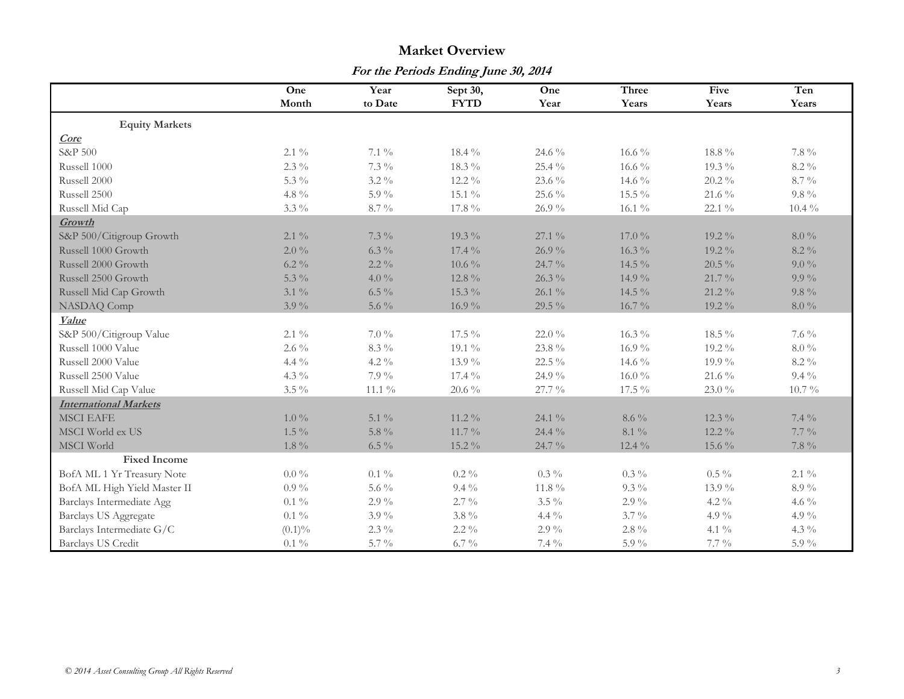## Market Overview

### *For the Periods Ending June 30, 2014*

| | One Month | Year to Date | Sept 30, FYTD | One Year | Three Years | Five Years | Ten Years |
|---|---|---|---|---|---|---|---|
| **Equity Markets** | | | | | | | |
| ***Core*** | | | | | | | |
| S&P 500 | 2.1 % | 7.1 % | 18.4 % | 24.6 % | 16.6 % | 18.8 % | 7.8 % |
| Russell 1000 | 2.3 % | 7.3 % | 18.3 % | 25.4 % | 16.6 % | 19.3 % | 8.2 % |
| Russell 2000 | 5.3 % | 3.2 % | 12.2 % | 23.6 % | 14.6 % | 20.2 % | 8.7 % |
| Russell 2500 | 4.8 % | 5.9 % | 15.1 % | 25.6 % | 15.5 % | 21.6 % | 9.8 % |
| Russell Mid Cap | 3.3 % | 8.7 % | 17.8 % | 26.9 % | 16.1 % | 22.1 % | 10.4 % |
| ***Growth*** | | | | | | | |
| S&P 500/Citigroup Growth | 2.1 % | 7.3 % | 19.3 % | 27.1 % | 17.0 % | 19.2 % | 8.0 % |
| Russell 1000 Growth | 2.0 % | 6.3 % | 17.4 % | 26.9 % | 16.3 % | 19.2 % | 8.2 % |
| Russell 2000 Growth | 6.2 % | 2.2 % | 10.6 % | 24.7 % | 14.5 % | 20.5 % | 9.0 % |
| Russell 2500 Growth | 5.3 % | 4.0 % | 12.8 % | 26.3 % | 14.9 % | 21.7 % | 9.9 % |
| Russell Mid Cap Growth | 3.1 % | 6.5 % | 15.3 % | 26.1 % | 14.5 % | 21.2 % | 9.8 % |
| NASDAQ Comp | 3.9 % | 5.6 % | 16.9 % | 29.5 % | 16.7 % | 19.2 % | 8.0 % |
| ***Value*** | | | | | | | |
| S&P 500/Citigroup Value | 2.1 % | 7.0 % | 17.5 % | 22.0 % | 16.3 % | 18.5 % | 7.6 % |
| Russell 1000 Value | 2.6 % | 8.3 % | 19.1 % | 23.8 % | 16.9 % | 19.2 % | 8.0 % |
| Russell 2000 Value | 4.4 % | 4.2 % | 13.9 % | 22.5 % | 14.6 % | 19.9 % | 8.2 % |
| Russell 2500 Value | 4.3 % | 7.9 % | 17.4 % | 24.9 % | 16.0 % | 21.6 % | 9.4 % |
| Russell Mid Cap Value | 3.5 % | 11.1 % | 20.6 % | 27.7 % | 17.5 % | 23.0 % | 10.7 % |
| ***International Markets*** | | | | | | | |
| MSCI EAFE | 1.0 % | 5.1 % | 11.2 % | 24.1 % | 8.6 % | 12.3 % | 7.4 % |
| MSCI World ex US | 1.5 % | 5.8 % | 11.7 % | 24.4 % | 8.1 % | 12.2 % | 7.7 % |
| MSCI World | 1.8 % | 6.5 % | 15.2 % | 24.7 % | 12.4 % | 15.6 % | 7.8 % |
| **Fixed Income** | | | | | | | |
| BofA ML 1 Yr Treasury Note | 0.0 % | 0.1 % | 0.2 % | 0.3 % | 0.3 % | 0.5 % | 2.1 % |
| BofA ML High Yield Master II | 0.9 % | 5.6 % | 9.4 % | 11.8 % | 9.3 % | 13.9 % | 8.9 % |
| Barclays Intermediate Agg | 0.1 % | 2.9 % | 2.7 % | 3.5 % | 2.9 % | 4.2 % | 4.6 % |
| Barclays US Aggregate | 0.1 % | 3.9 % | 3.8 % | 4.4 % | 3.7 % | 4.9 % | 4.9 % |
| Barclays Intermediate G/C | (0.1)% | 2.3 % | 2.2 % | 2.9 % | 2.8 % | 4.1 % | 4.3 % |
| Barclays US Credit | 0.1 % | 5.7 % | 6.7 % | 7.4 % | 5.9 % | 7.7 % | 5.9 % |

*© 2014 Asset Consulting Group All Rights Reserved*